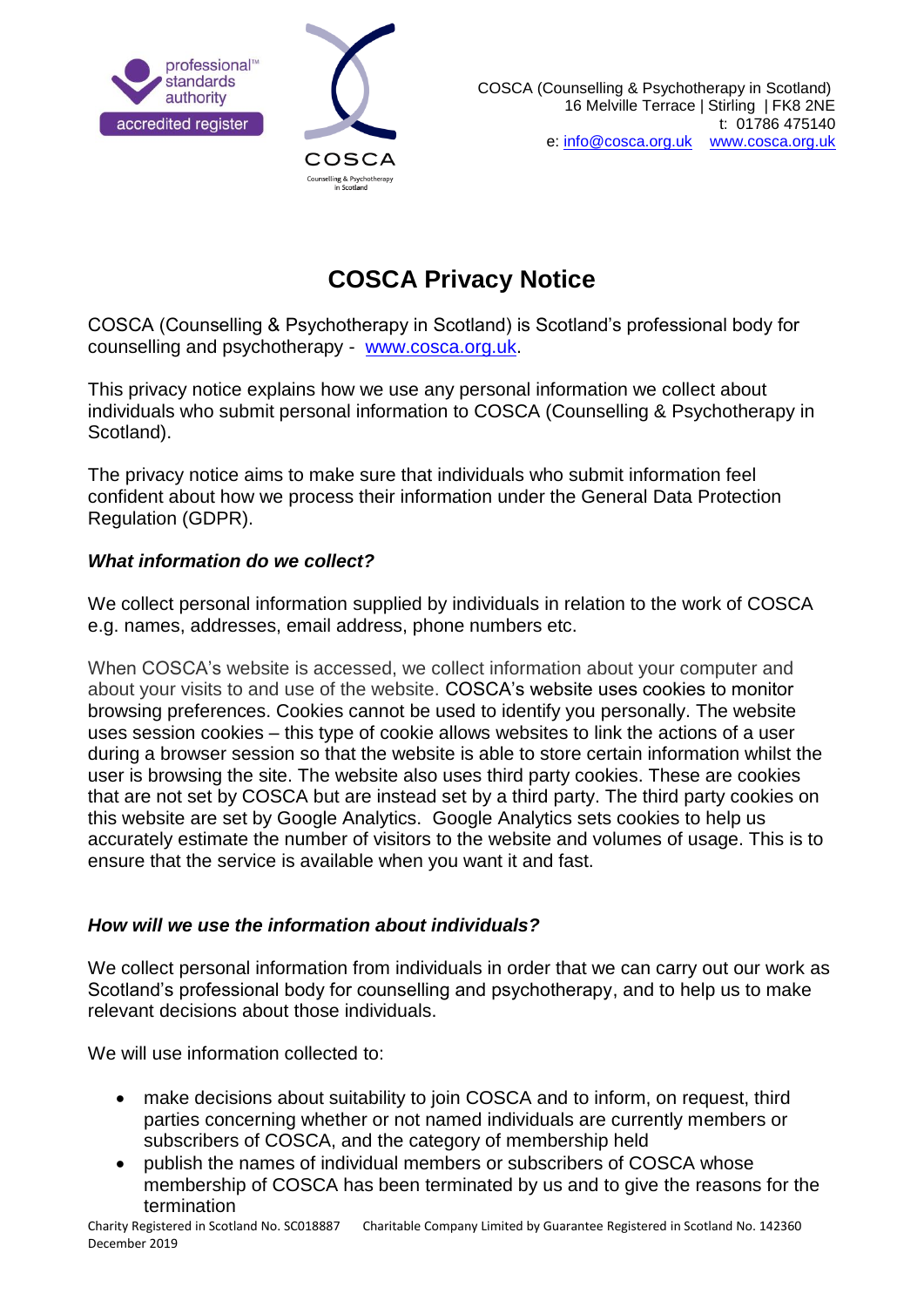COSCA (Counselling & Psychotherapy in Scotland)
16 Melville Terrace | Stirling | FK8 2NE
t: 01786 475140
e: info@cosca.org.uk www.cosca.org.uk

# COSCA Privacy Notice

COSCA (Counselling & Psychotherapy in Scotland) is Scotland's professional body for counselling and psychotherapy - www.cosca.org.uk.

This privacy notice explains how we use any personal information we collect about individuals who submit personal information to COSCA (Counselling & Psychotherapy in Scotland).

The privacy notice aims to make sure that individuals who submit information feel confident about how we process their information under the General Data Protection Regulation (GDPR).

***What information do we collect?***

We collect personal information supplied by individuals in relation to the work of COSCA e.g. names, addresses, email address, phone numbers etc.

When COSCA's website is accessed, we collect information about your computer and about your visits to and use of the website. COSCA's website uses cookies to monitor browsing preferences. Cookies cannot be used to identify you personally. The website uses session cookies – this type of cookie allows websites to link the actions of a user during a browser session so that the website is able to store certain information whilst the user is browsing the site. The website also uses third party cookies. These are cookies that are not set by COSCA but are instead set by a third party. The third party cookies on this website are set by Google Analytics. Google Analytics sets cookies to help us accurately estimate the number of visitors to the website and volumes of usage. This is to ensure that the service is available when you want it and fast.

***How will we use the information about individuals?***

We collect personal information from individuals in order that we can carry out our work as Scotland's professional body for counselling and psychotherapy, and to help us to make relevant decisions about those individuals.

We will use information collected to:

- make decisions about suitability to join COSCA and to inform, on request, third parties concerning whether or not named individuals are currently members or subscribers of COSCA, and the category of membership held
- publish the names of individual members or subscribers of COSCA whose membership of COSCA has been terminated by us and to give the reasons for the termination

Charity Registered in Scotland No. SC018887 Charitable Company Limited by Guarantee Registered in Scotland No. 142360
December 2019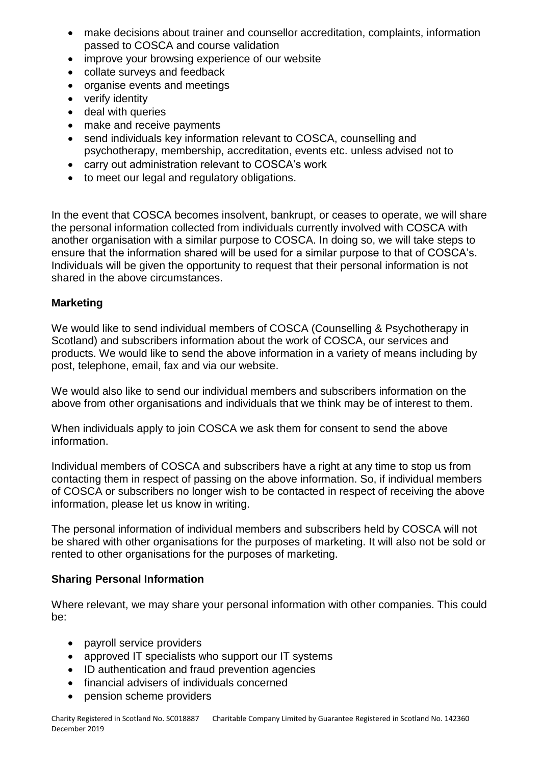- make decisions about trainer and counsellor accreditation, complaints, information passed to COSCA and course validation
- improve your browsing experience of our website
- collate surveys and feedback
- organise events and meetings
- verify identity
- deal with queries
- make and receive payments
- send individuals key information relevant to COSCA, counselling and psychotherapy, membership, accreditation, events etc. unless advised not to
- carry out administration relevant to COSCA's work
- to meet our legal and regulatory obligations.

In the event that COSCA becomes insolvent, bankrupt, or ceases to operate, we will share the personal information collected from individuals currently involved with COSCA with another organisation with a similar purpose to COSCA. In doing so, we will take steps to ensure that the information shared will be used for a similar purpose to that of COSCA's. Individuals will be given the opportunity to request that their personal information is not shared in the above circumstances.

**Marketing**

We would like to send individual members of COSCA (Counselling & Psychotherapy in Scotland) and subscribers information about the work of COSCA, our services and products. We would like to send the above information in a variety of means including by post, telephone, email, fax and via our website.

We would also like to send our individual members and subscribers information on the above from other organisations and individuals that we think may be of interest to them.

When individuals apply to join COSCA we ask them for consent to send the above information.

Individual members of COSCA and subscribers have a right at any time to stop us from contacting them in respect of passing on the above information. So, if individual members of COSCA or subscribers no longer wish to be contacted in respect of receiving the above information, please let us know in writing.

The personal information of individual members and subscribers held by COSCA will not be shared with other organisations for the purposes of marketing. It will also not be sold or rented to other organisations for the purposes of marketing.

**Sharing Personal Information**

Where relevant, we may share your personal information with other companies. This could be:

- payroll service providers
- approved IT specialists who support our IT systems
- ID authentication and fraud prevention agencies
- financial advisers of individuals concerned
- pension scheme providers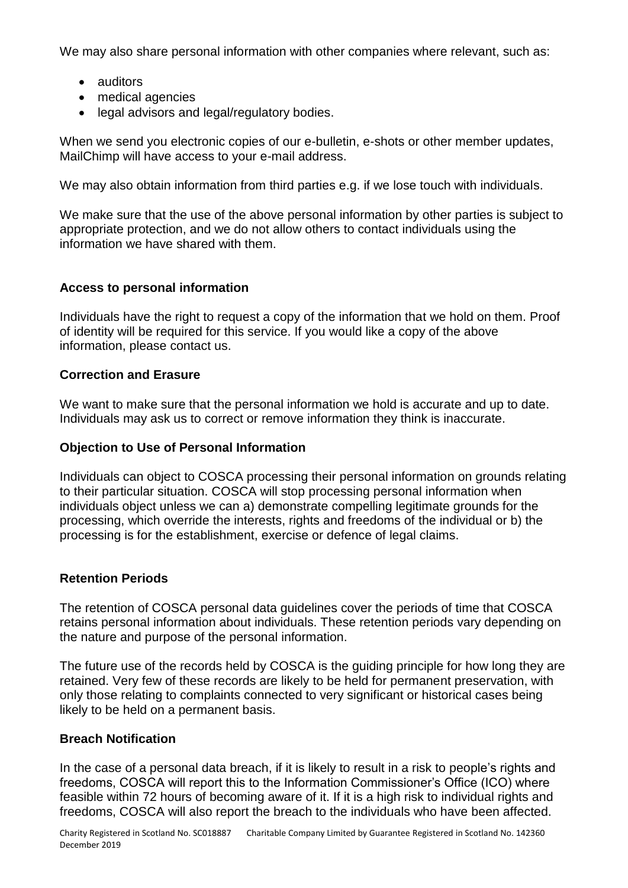We may also share personal information with other companies where relevant, such as:

- auditors
- medical agencies
- legal advisors and legal/regulatory bodies.

When we send you electronic copies of our e-bulletin, e-shots or other member updates, MailChimp will have access to your e-mail address.

We may also obtain information from third parties e.g. if we lose touch with individuals.

We make sure that the use of the above personal information by other parties is subject to appropriate protection, and we do not allow others to contact individuals using the information we have shared with them.

**Access to personal information**

Individuals have the right to request a copy of the information that we hold on them. Proof of identity will be required for this service. If you would like a copy of the above information, please contact us.

**Correction and Erasure**

We want to make sure that the personal information we hold is accurate and up to date. Individuals may ask us to correct or remove information they think is inaccurate.

**Objection to Use of Personal Information**

Individuals can object to COSCA processing their personal information on grounds relating to their particular situation. COSCA will stop processing personal information when individuals object unless we can a) demonstrate compelling legitimate grounds for the processing, which override the interests, rights and freedoms of the individual or b) the processing is for the establishment, exercise or defence of legal claims.

**Retention Periods**

The retention of COSCA personal data guidelines cover the periods of time that COSCA retains personal information about individuals. These retention periods vary depending on the nature and purpose of the personal information.

The future use of the records held by COSCA is the guiding principle for how long they are retained. Very few of these records are likely to be held for permanent preservation, with only those relating to complaints connected to very significant or historical cases being likely to be held on a permanent basis.

**Breach Notification**

In the case of a personal data breach, if it is likely to result in a risk to people's rights and freedoms, COSCA will report this to the Information Commissioner's Office (ICO) where feasible within 72 hours of becoming aware of it. If it is a high risk to individual rights and freedoms, COSCA will also report the breach to the individuals who have been affected.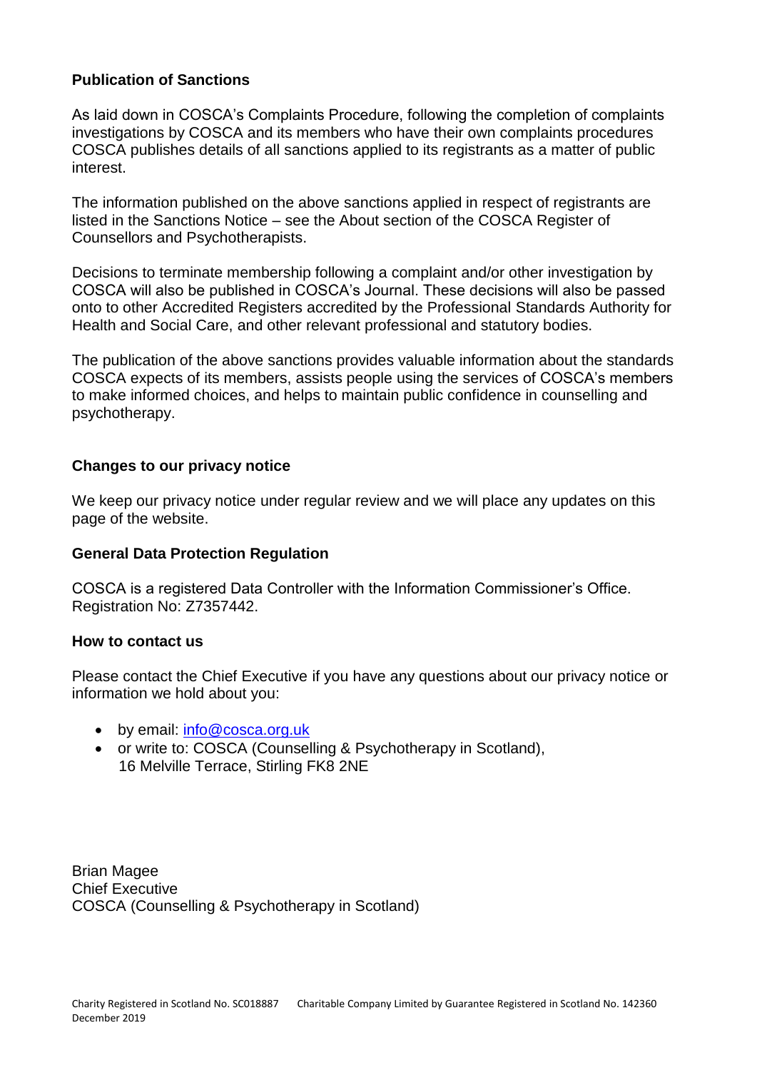## Publication of Sanctions

As laid down in COSCA's Complaints Procedure, following the completion of complaints investigations by COSCA and its members who have their own complaints procedures COSCA publishes details of all sanctions applied to its registrants as a matter of public interest.

The information published on the above sanctions applied in respect of registrants are listed in the Sanctions Notice – see the About section of the COSCA Register of Counsellors and Psychotherapists.

Decisions to terminate membership following a complaint and/or other investigation by COSCA will also be published in COSCA's Journal. These decisions will also be passed onto to other Accredited Registers accredited by the Professional Standards Authority for Health and Social Care, and other relevant professional and statutory bodies.

The publication of the above sanctions provides valuable information about the standards COSCA expects of its members, assists people using the services of COSCA's members to make informed choices, and helps to maintain public confidence in counselling and psychotherapy.

## Changes to our privacy notice

We keep our privacy notice under regular review and we will place any updates on this page of the website.

## General Data Protection Regulation

COSCA is a registered Data Controller with the Information Commissioner's Office. Registration No: Z7357442.

## How to contact us

Please contact the Chief Executive if you have any questions about our privacy notice or information we hold about you:

- by email: info@cosca.org.uk
- or write to: COSCA (Counselling & Psychotherapy in Scotland), 16 Melville Terrace, Stirling FK8 2NE

Brian Magee
Chief Executive
COSCA (Counselling & Psychotherapy in Scotland)

Charity Registered in Scotland No. SC018887 Charitable Company Limited by Guarantee Registered in Scotland No. 142360
December 2019